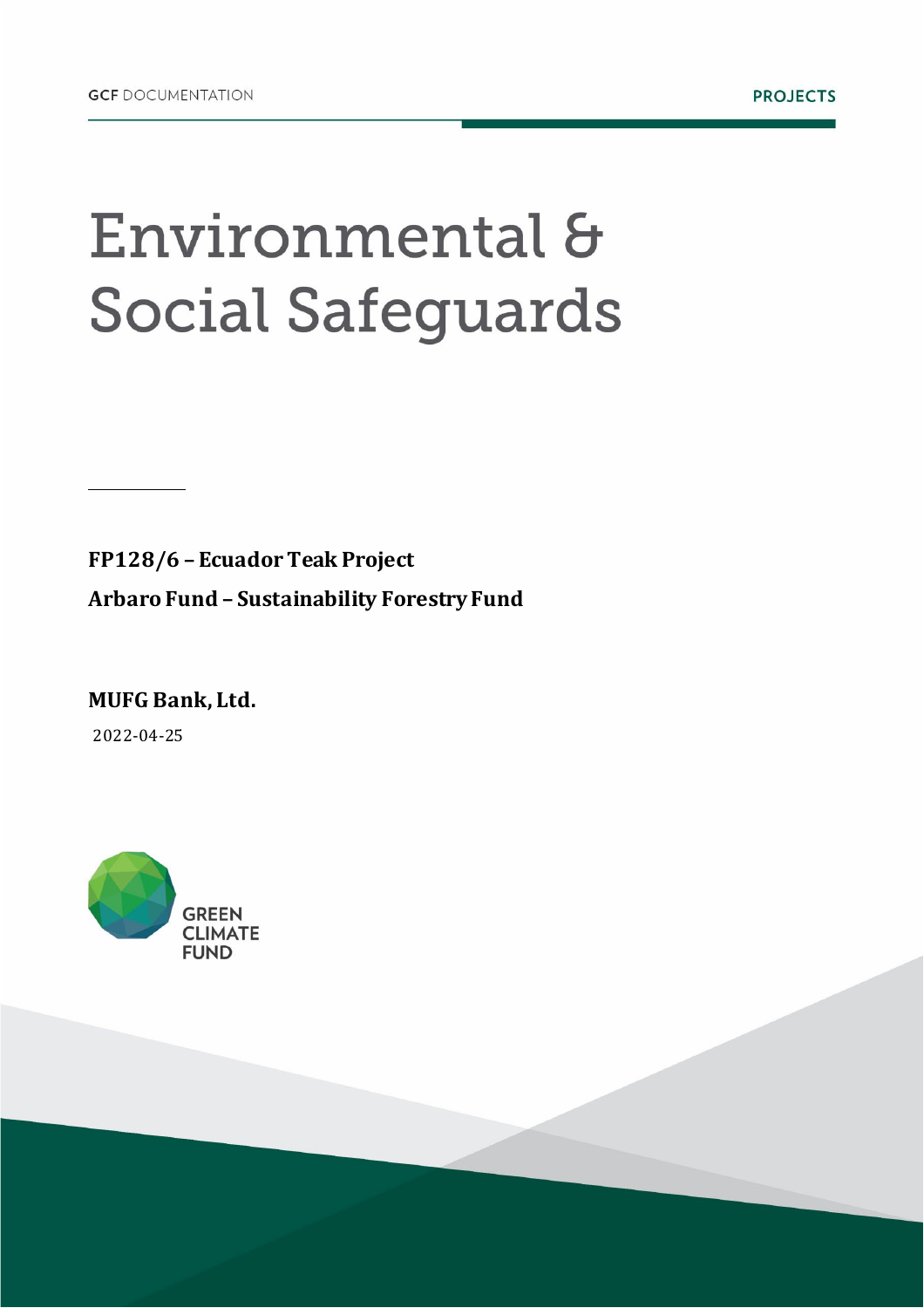GCF DOCUMENTATION

PROJECTS

# Environmental & Social Safeguards

**FP128/6 – Ecuador Teak Project**

**Arbaro Fund – Sustainability Forestry Fund**

**MUFG Bank, Ltd.**

2022-04-25

GREEN CLIMATE FUND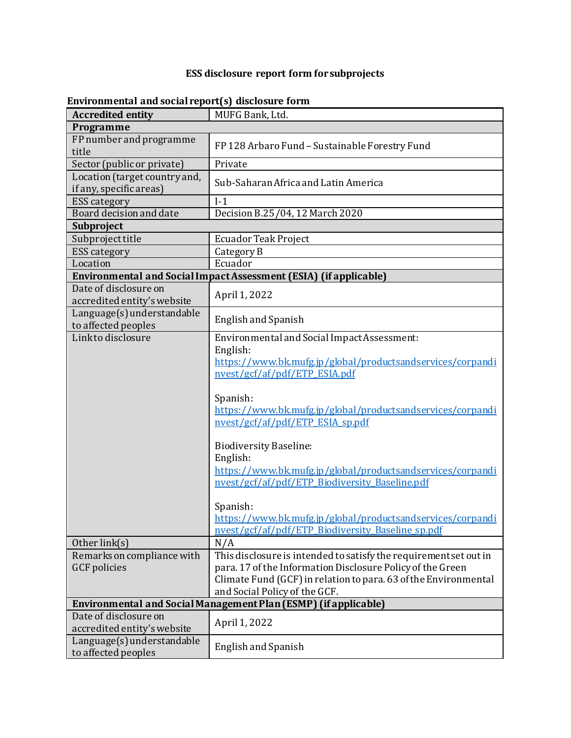**ESS disclosure report form for subprojects**

**Environmental and social report(s) disclosure form**

| **Accredited entity** | MUFG Bank, Ltd. |
|---|---|
| **Programme** | |
| FP number and programme title | FP 128 Arbaro Fund – Sustainable Forestry Fund |
| Sector (public or private) | Private |
| Location (target country and, if any, specific areas) | Sub-Saharan Africa and Latin America |
| ESS category | I-1 |
| Board decision and date | Decision B.25/04, 12 March 2020 |
| **Subproject** | |
| Subproject title | Ecuador Teak Project |
| ESS category | Category B |
| Location | Ecuador |
| **Environmental and Social Impact Assessment (ESIA) (if applicable)** | |
| Date of disclosure on accredited entity's website | April 1, 2022 |
| Language(s) understandable to affected peoples | English and Spanish |
| Link to disclosure | Environmental and Social Impact Assessment:<br>English:<br>https://www.bk.mufg.jp/global/productsandservices/corpandinvest/gcf/af/pdf/ETP_ESIA.pdf<br><br>Spanish:<br>https://www.bk.mufg.jp/global/productsandservices/corpandinvest/gcf/af/pdf/ETP_ESIA_sp.pdf<br><br>Biodiversity Baseline:<br>English:<br>https://www.bk.mufg.jp/global/productsandservices/corpandinvest/gcf/af/pdf/ETP_Biodiversity_Baseline.pdf<br><br>Spanish:<br>https://www.bk.mufg.jp/global/productsandservices/corpandinvest/gcf/af/pdf/ETP_Biodiversity_Baseline_sp.pdf |
| Other link(s) | N/A |
| Remarks on compliance with GCF policies | This disclosure is intended to satisfy the requirement set out in para. 17 of the Information Disclosure Policy of the Green Climate Fund (GCF) in relation to para. 63 of the Environmental and Social Policy of the GCF. |
| **Environmental and Social Management Plan (ESMP) (if applicable)** | |
| Date of disclosure on accredited entity's website | April 1, 2022 |
| Language(s) understandable to affected peoples | English and Spanish |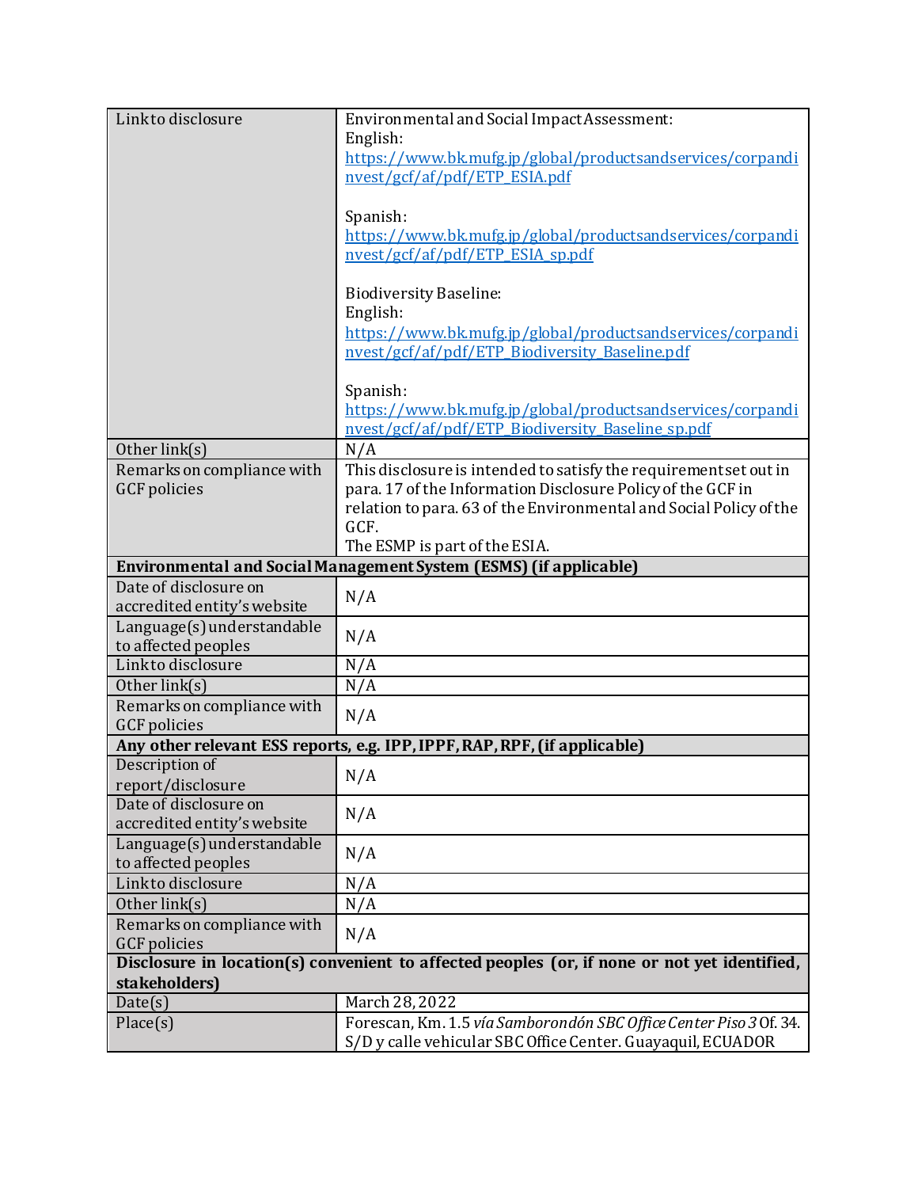| Link to disclosure | Environmental and Social Impact Assessment:<br>English:<br>https://www.bk.mufg.jp/global/productsandservices/corpandinvest/gcf/af/pdf/ETP_ESIA.pdf<br><br>Spanish:<br>https://www.bk.mufg.jp/global/productsandservices/corpandinvest/gcf/af/pdf/ETP_ESIA_sp.pdf<br><br>Biodiversity Baseline:<br>English:<br>https://www.bk.mufg.jp/global/productsandservices/corpandinvest/gcf/af/pdf/ETP_Biodiversity_Baseline.pdf<br><br>Spanish:<br>https://www.bk.mufg.jp/global/productsandservices/corpandinvest/gcf/af/pdf/ETP_Biodiversity_Baseline_sp.pdf |
|---|---|
| Other link(s) | N/A |
| Remarks on compliance with GCF policies | This disclosure is intended to satisfy the requirement set out in para. 17 of the Information Disclosure Policy of the GCF in relation to para. 63 of the Environmental and Social Policy of the GCF.<br>The ESMP is part of the ESIA. |
| **Environmental and Social Management System (ESMS) (if applicable)** | |
| Date of disclosure on accredited entity's website | N/A |
| Language(s) understandable to affected peoples | N/A |
| Link to disclosure | N/A |
| Other link(s) | N/A |
| Remarks on compliance with GCF policies | N/A |
| **Any other relevant ESS reports, e.g. IPP, IPPF, RAP, RPF, (if applicable)** | |
| Description of report/disclosure | N/A |
| Date of disclosure on accredited entity's website | N/A |
| Language(s) understandable to affected peoples | N/A |
| Link to disclosure | N/A |
| Other link(s) | N/A |
| Remarks on compliance with GCF policies | N/A |
| **Disclosure in location(s) convenient to affected peoples (or, if none or not yet identified, stakeholders)** | |
| Date(s) | March 28, 2022 |
| Place(s) | Forescan, Km. 1.5 *vía Samborondón SBC Office Center Piso 3* Of. 34. S/D y calle vehicular SBC Office Center. Guayaquil, ECUADOR |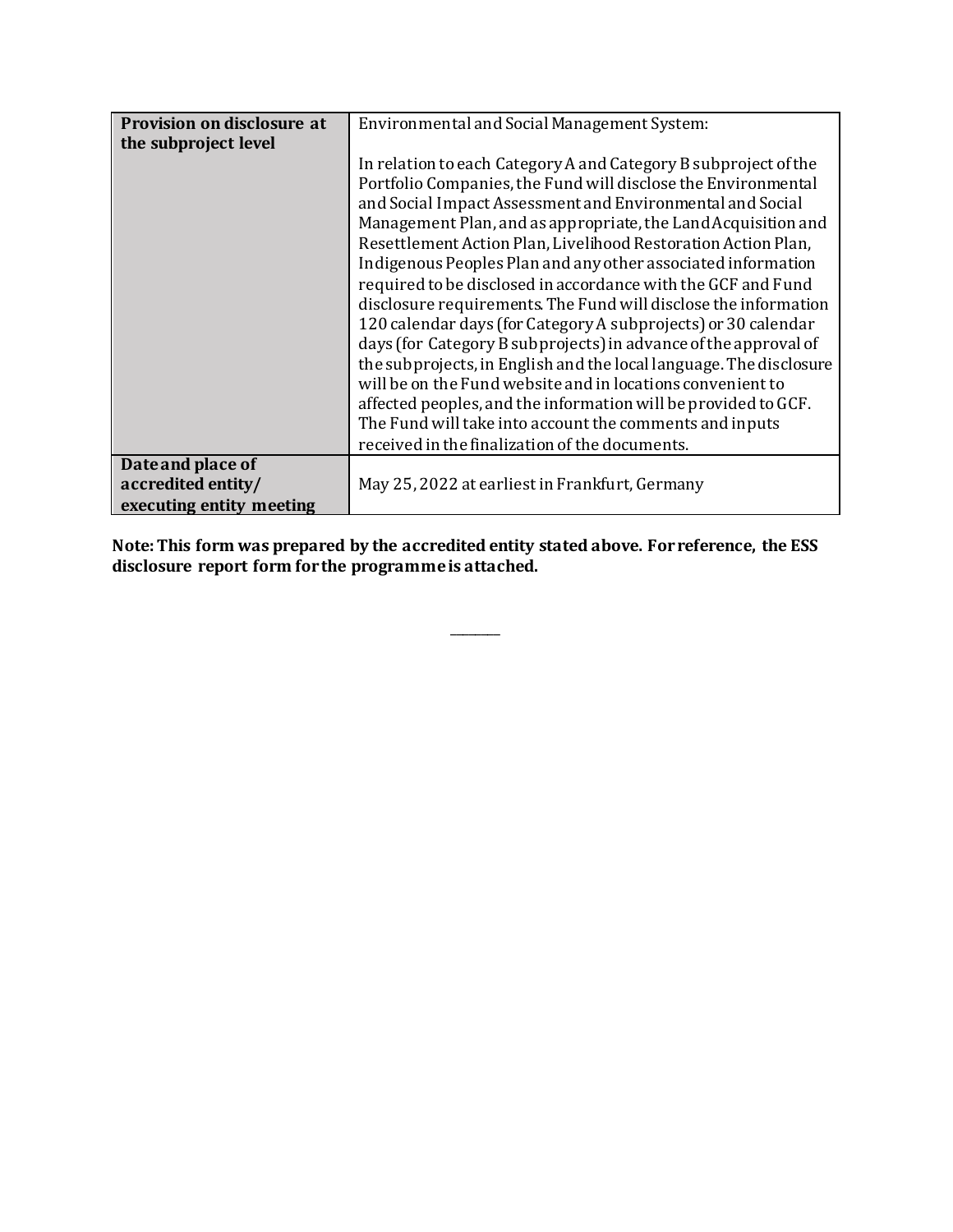| | |
|---|---|
| **Provision on disclosure at the subproject level** | Environmental and Social Management System:<br><br>In relation to each Category A and Category B subproject of the Portfolio Companies, the Fund will disclose the Environmental and Social Impact Assessment and Environmental and Social Management Plan, and as appropriate, the Land Acquisition and Resettlement Action Plan, Livelihood Restoration Action Plan, Indigenous Peoples Plan and any other associated information required to be disclosed in accordance with the GCF and Fund disclosure requirements. The Fund will disclose the information 120 calendar days (for Category A subprojects) or 30 calendar days (for Category B subprojects) in advance of the approval of the subprojects, in English and the local language. The disclosure will be on the Fund website and in locations convenient to affected peoples, and the information will be provided to GCF. The Fund will take into account the comments and inputs received in the finalization of the documents. |
| **Date and place of accredited entity/ executing entity meeting** | May 25, 2022 at earliest in Frankfurt, Germany |

**Note: This form was prepared by the accredited entity stated above. For reference, the ESS disclosure report form for the programme is attached.**

______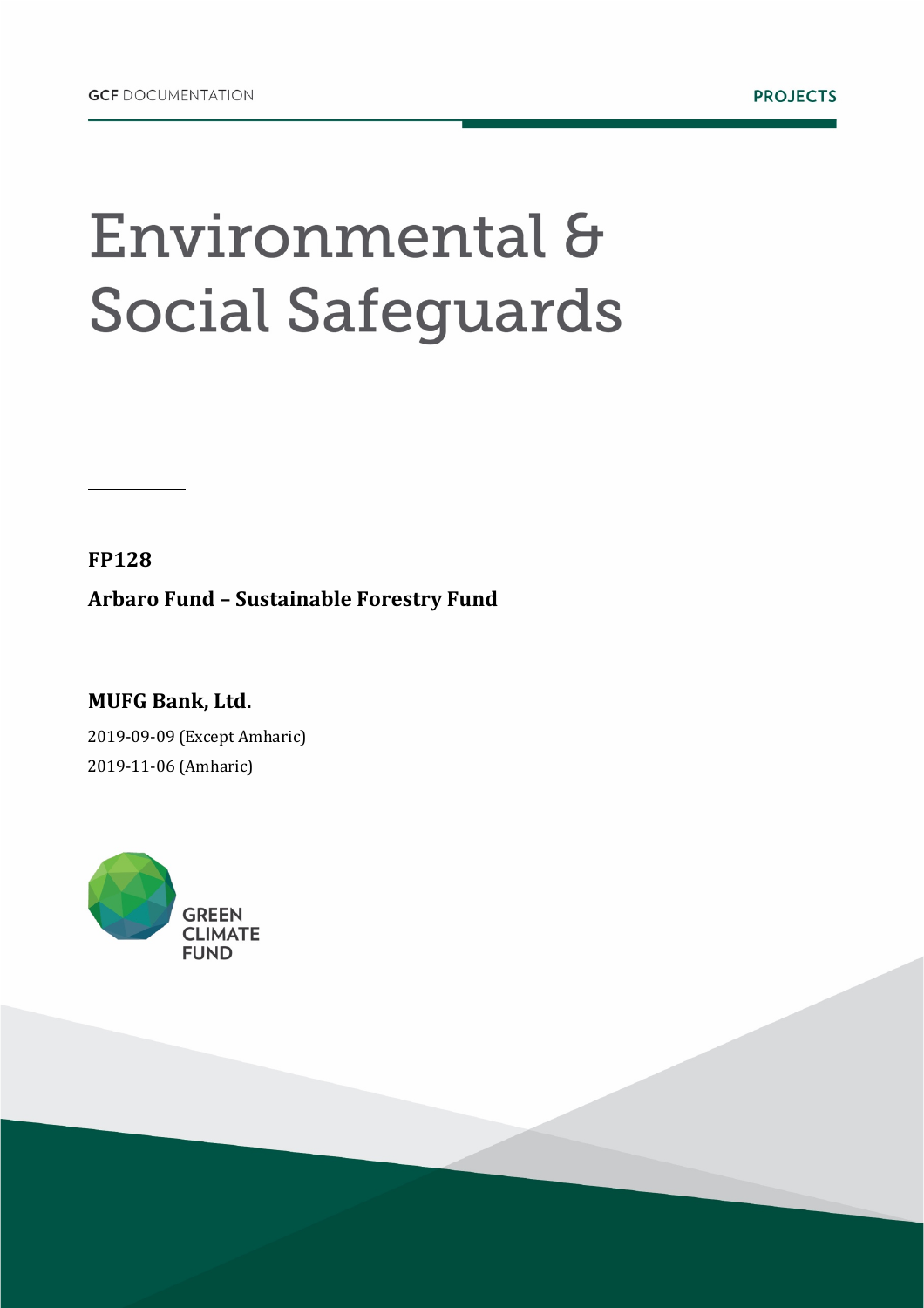GCF DOCUMENTATION

PROJECTS

# Environmental & Social Safeguards

**FP128**

**Arbaro Fund – Sustainable Forestry Fund**

**MUFG Bank, Ltd.**

2019-09-09 (Except Amharic)

2019-11-06 (Amharic)

GREEN CLIMATE FUND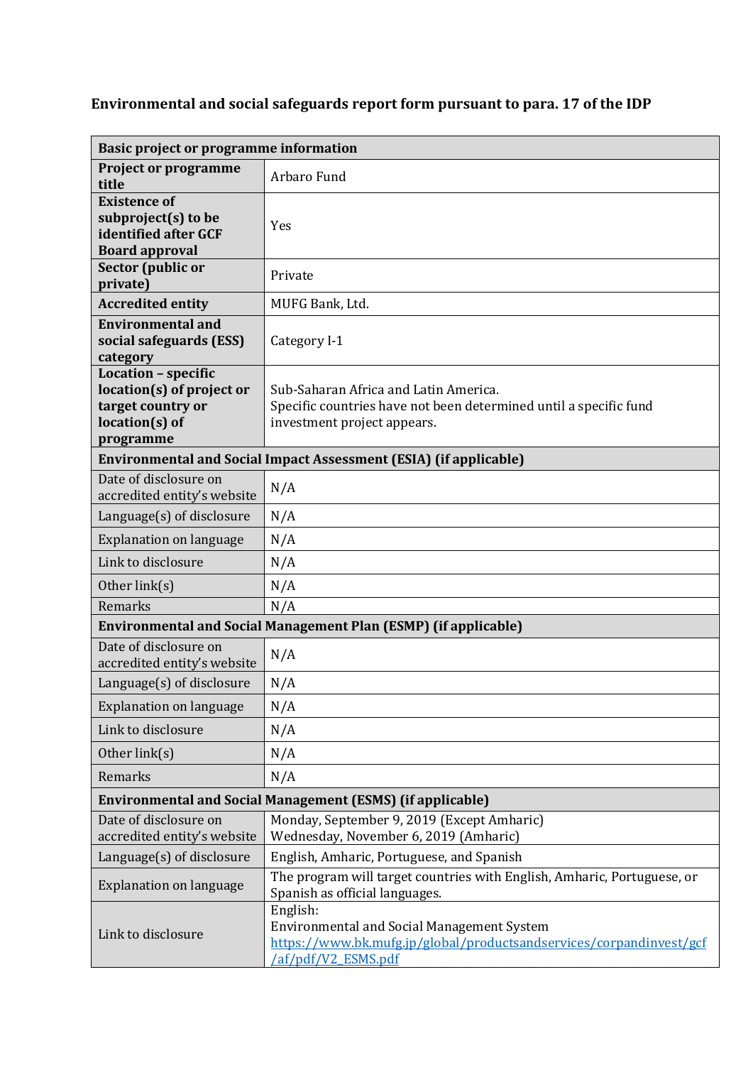**Environmental and social safeguards report form pursuant to para. 17 of the IDP**

| **Basic project or programme information** | |
|---|---|
| **Project or programme title** | Arbaro Fund |
| **Existence of subproject(s) to be identified after GCF Board approval** | Yes |
| **Sector (public or private)** | Private |
| **Accredited entity** | MUFG Bank, Ltd. |
| **Environmental and social safeguards (ESS) category** | Category I-1 |
| **Location – specific location(s) of project or target country or location(s) of programme** | Sub-Saharan Africa and Latin America.<br>Specific countries have not been determined until a specific fund investment project appears. |
| **Environmental and Social Impact Assessment (ESIA) (if applicable)** | |
| Date of disclosure on accredited entity's website | N/A |
| Language(s) of disclosure | N/A |
| Explanation on language | N/A |
| Link to disclosure | N/A |
| Other link(s) | N/A |
| Remarks | N/A |
| **Environmental and Social Management Plan (ESMP) (if applicable)** | |
| Date of disclosure on accredited entity's website | N/A |
| Language(s) of disclosure | N/A |
| Explanation on language | N/A |
| Link to disclosure | N/A |
| Other link(s) | N/A |
| Remarks | N/A |
| **Environmental and Social Management (ESMS) (if applicable)** | |
| Date of disclosure on accredited entity's website | Monday, September 9, 2019 (Except Amharic)<br>Wednesday, November 6, 2019 (Amharic) |
| Language(s) of disclosure | English, Amharic, Portuguese, and Spanish |
| Explanation on language | The program will target countries with English, Amharic, Portuguese, or Spanish as official languages. |
| Link to disclosure | English:<br>Environmental and Social Management System<br>https://www.bk.mufg.jp/global/productsandservices/corpandinvest/gcf/af/pdf/V2_ESMS.pdf |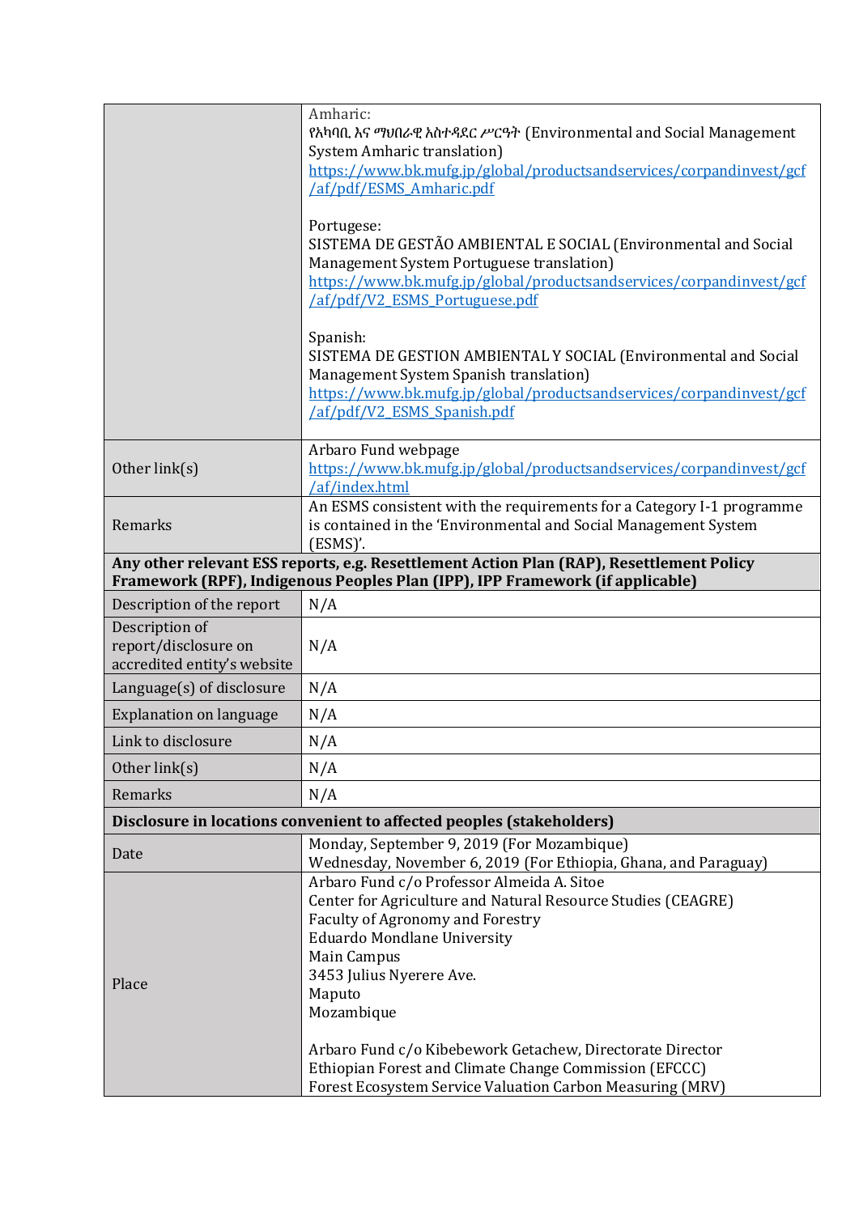| | |
|---|---|
| | Amharic:<br>የአካባቢ እና ማህበራዊ አስተዳደር ሥርዓት (Environmental and Social Management System Amharic translation)<br>https://www.bk.mufg.jp/global/productsandservices/corpandinvest/gcf/af/pdf/ESMS_Amharic.pdf<br><br>Portugese:<br>SISTEMA DE GESTÃO AMBIENTAL E SOCIAL (Environmental and Social Management System Portuguese translation)<br>https://www.bk.mufg.jp/global/productsandservices/corpandinvest/gcf/af/pdf/V2_ESMS_Portuguese.pdf<br><br>Spanish:<br>SISTEMA DE GESTION AMBIENTAL Y SOCIAL (Environmental and Social Management System Spanish translation)<br>https://www.bk.mufg.jp/global/productsandservices/corpandinvest/gcf/af/pdf/V2_ESMS_Spanish.pdf |
| Other link(s) | Arbaro Fund webpage<br>https://www.bk.mufg.jp/global/productsandservices/corpandinvest/gcf/af/index.html |
| Remarks | An ESMS consistent with the requirements for a Category I-1 programme is contained in the 'Environmental and Social Management System (ESMS)'. |
| **Any other relevant ESS reports, e.g. Resettlement Action Plan (RAP), Resettlement Policy Framework (RPF), Indigenous Peoples Plan (IPP), IPP Framework (if applicable)** | |
| Description of the report | N/A |
| Description of report/disclosure on accredited entity's website | N/A |
| Language(s) of disclosure | N/A |
| Explanation on language | N/A |
| Link to disclosure | N/A |
| Other link(s) | N/A |
| Remarks | N/A |
| **Disclosure in locations convenient to affected peoples (stakeholders)** | |
| Date | Monday, September 9, 2019 (For Mozambique)<br>Wednesday, November 6, 2019 (For Ethiopia, Ghana, and Paraguay) |
| Place | Arbaro Fund c/o Professor Almeida A. Sitoe<br>Center for Agriculture and Natural Resource Studies (CEAGRE)<br>Faculty of Agronomy and Forestry<br>Eduardo Mondlane University<br>Main Campus<br>3453 Julius Nyerere Ave.<br>Maputo<br>Mozambique<br><br>Arbaro Fund c/o Kibebework Getachew, Directorate Director<br>Ethiopian Forest and Climate Change Commission (EFCCC)<br>Forest Ecosystem Service Valuation Carbon Measuring (MRV) |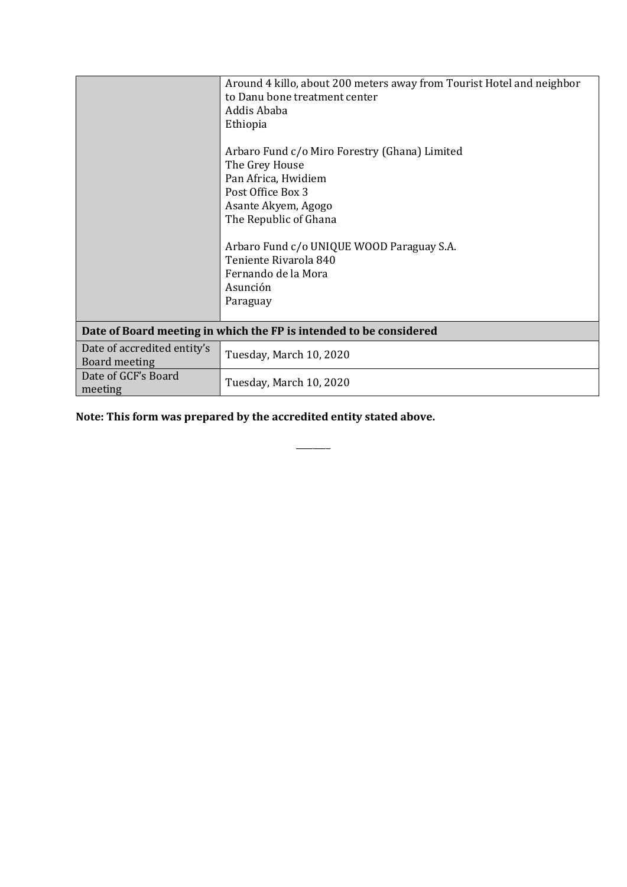| | |
|---|---|
| | Around 4 killo, about 200 meters away from Tourist Hotel and neighbor to Danu bone treatment center<br>Addis Ababa<br>Ethiopia<br><br>Arbaro Fund c/o Miro Forestry (Ghana) Limited<br>The Grey House<br>Pan Africa, Hwidiem<br>Post Office Box 3<br>Asante Akyem, Agogo<br>The Republic of Ghana<br><br>Arbaro Fund c/o UNIQUE WOOD Paraguay S.A.<br>Teniente Rivarola 840<br>Fernando de la Mora<br>Asunción<br>Paraguay |
| **Date of Board meeting in which the FP is intended to be considered** | |
| Date of accredited entity's Board meeting | Tuesday, March 10, 2020 |
| Date of GCF's Board meeting | Tuesday, March 10, 2020 |

**Note: This form was prepared by the accredited entity stated above.**

\_\_\_\_\_\_